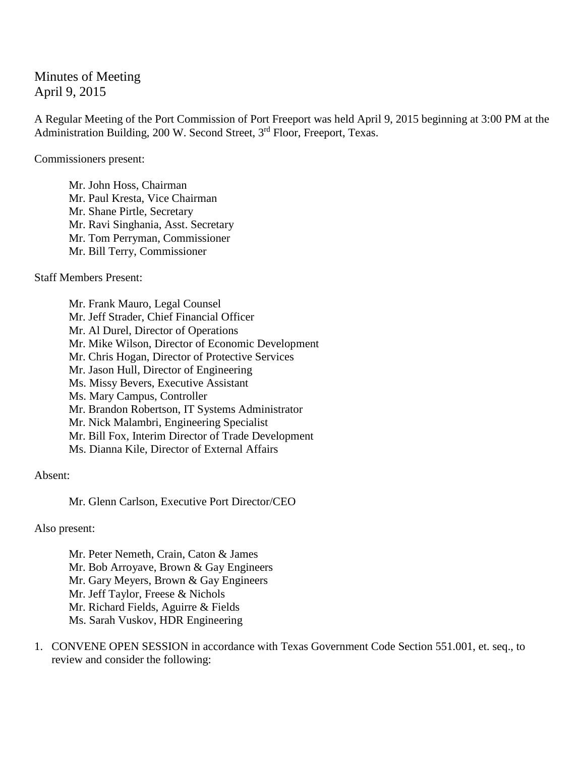# Minutes of Meeting
April 9, 2015

A Regular Meeting of the Port Commission of Port Freeport was held April 9, 2015 beginning at 3:00 PM at the Administration Building, 200 W. Second Street, 3rd Floor, Freeport, Texas.

Commissioners present:

- Mr. John Hoss, Chairman
- Mr. Paul Kresta, Vice Chairman
- Mr. Shane Pirtle, Secretary
- Mr. Ravi Singhania, Asst. Secretary
- Mr. Tom Perryman, Commissioner
- Mr. Bill Terry, Commissioner

Staff Members Present:

- Mr. Frank Mauro, Legal Counsel
- Mr. Jeff Strader, Chief Financial Officer
- Mr. Al Durel, Director of Operations
- Mr. Mike Wilson, Director of Economic Development
- Mr. Chris Hogan, Director of Protective Services
- Mr. Jason Hull, Director of Engineering
- Ms. Missy Bevers, Executive Assistant
- Ms. Mary Campus, Controller
- Mr. Brandon Robertson, IT Systems Administrator
- Mr. Nick Malambri, Engineering Specialist
- Mr. Bill Fox, Interim Director of Trade Development
- Ms. Dianna Kile, Director of External Affairs

Absent:

- Mr. Glenn Carlson, Executive Port Director/CEO

Also present:

- Mr. Peter Nemeth, Crain, Caton & James
- Mr. Bob Arroyave, Brown & Gay Engineers
- Mr. Gary Meyers, Brown & Gay Engineers
- Mr. Jeff Taylor, Freese & Nichols
- Mr. Richard Fields, Aguirre & Fields
- Ms. Sarah Vuskov, HDR Engineering

1. CONVENE OPEN SESSION in accordance with Texas Government Code Section 551.001, et. seq., to review and consider the following: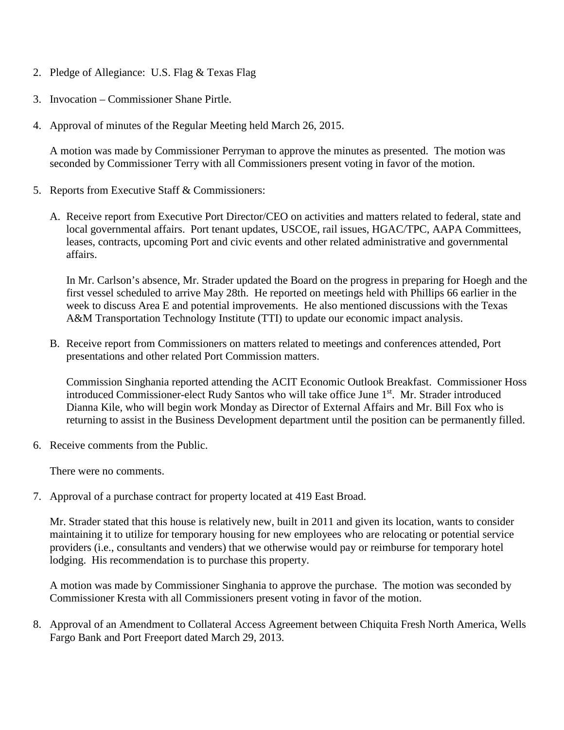2. Pledge of Allegiance: U.S. Flag & Texas Flag

3. Invocation – Commissioner Shane Pirtle.

4. Approval of minutes of the Regular Meeting held March 26, 2015.

   A motion was made by Commissioner Perryman to approve the minutes as presented. The motion was seconded by Commissioner Terry with all Commissioners present voting in favor of the motion.

5. Reports from Executive Staff & Commissioners:

   A. Receive report from Executive Port Director/CEO on activities and matters related to federal, state and local governmental affairs. Port tenant updates, USCOE, rail issues, HGAC/TPC, AAPA Committees, leases, contracts, upcoming Port and civic events and other related administrative and governmental affairs.

      In Mr. Carlson's absence, Mr. Strader updated the Board on the progress in preparing for Hoegh and the first vessel scheduled to arrive May 28th. He reported on meetings held with Phillips 66 earlier in the week to discuss Area E and potential improvements. He also mentioned discussions with the Texas A&M Transportation Technology Institute (TTI) to update our economic impact analysis.

   B. Receive report from Commissioners on matters related to meetings and conferences attended, Port presentations and other related Port Commission matters.

      Commission Singhania reported attending the ACIT Economic Outlook Breakfast. Commissioner Hoss introduced Commissioner-elect Rudy Santos who will take office June 1st. Mr. Strader introduced Dianna Kile, who will begin work Monday as Director of External Affairs and Mr. Bill Fox who is returning to assist in the Business Development department until the position can be permanently filled.

6. Receive comments from the Public.

   There were no comments.

7. Approval of a purchase contract for property located at 419 East Broad.

   Mr. Strader stated that this house is relatively new, built in 2011 and given its location, wants to consider maintaining it to utilize for temporary housing for new employees who are relocating or potential service providers (i.e., consultants and venders) that we otherwise would pay or reimburse for temporary hotel lodging. His recommendation is to purchase this property.

   A motion was made by Commissioner Singhania to approve the purchase. The motion was seconded by Commissioner Kresta with all Commissioners present voting in favor of the motion.

8. Approval of an Amendment to Collateral Access Agreement between Chiquita Fresh North America, Wells Fargo Bank and Port Freeport dated March 29, 2013.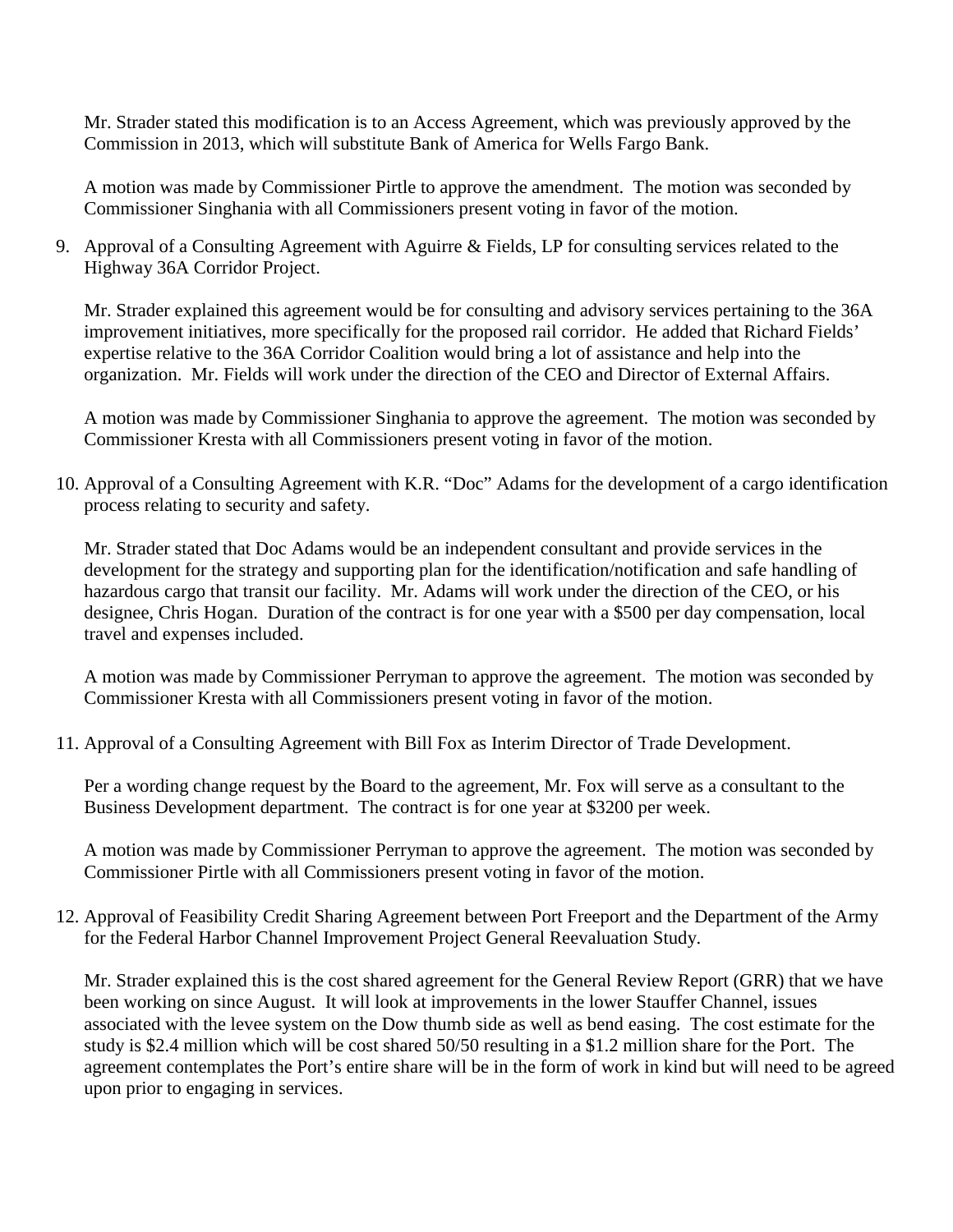Mr. Strader stated this modification is to an Access Agreement, which was previously approved by the Commission in 2013, which will substitute Bank of America for Wells Fargo Bank.

A motion was made by Commissioner Pirtle to approve the amendment. The motion was seconded by Commissioner Singhania with all Commissioners present voting in favor of the motion.

9. Approval of a Consulting Agreement with Aguirre & Fields, LP for consulting services related to the Highway 36A Corridor Project.

   Mr. Strader explained this agreement would be for consulting and advisory services pertaining to the 36A improvement initiatives, more specifically for the proposed rail corridor. He added that Richard Fields' expertise relative to the 36A Corridor Coalition would bring a lot of assistance and help into the organization. Mr. Fields will work under the direction of the CEO and Director of External Affairs.

   A motion was made by Commissioner Singhania to approve the agreement. The motion was seconded by Commissioner Kresta with all Commissioners present voting in favor of the motion.

10. Approval of a Consulting Agreement with K.R. "Doc" Adams for the development of a cargo identification process relating to security and safety.

    Mr. Strader stated that Doc Adams would be an independent consultant and provide services in the development for the strategy and supporting plan for the identification/notification and safe handling of hazardous cargo that transit our facility. Mr. Adams will work under the direction of the CEO, or his designee, Chris Hogan. Duration of the contract is for one year with a $500 per day compensation, local travel and expenses included.

    A motion was made by Commissioner Perryman to approve the agreement. The motion was seconded by Commissioner Kresta with all Commissioners present voting in favor of the motion.

11. Approval of a Consulting Agreement with Bill Fox as Interim Director of Trade Development.

    Per a wording change request by the Board to the agreement, Mr. Fox will serve as a consultant to the Business Development department. The contract is for one year at $3200 per week.

    A motion was made by Commissioner Perryman to approve the agreement. The motion was seconded by Commissioner Pirtle with all Commissioners present voting in favor of the motion.

12. Approval of Feasibility Credit Sharing Agreement between Port Freeport and the Department of the Army for the Federal Harbor Channel Improvement Project General Reevaluation Study.

    Mr. Strader explained this is the cost shared agreement for the General Review Report (GRR) that we have been working on since August. It will look at improvements in the lower Stauffer Channel, issues associated with the levee system on the Dow thumb side as well as bend easing. The cost estimate for the study is $2.4 million which will be cost shared 50/50 resulting in a $1.2 million share for the Port. The agreement contemplates the Port's entire share will be in the form of work in kind but will need to be agreed upon prior to engaging in services.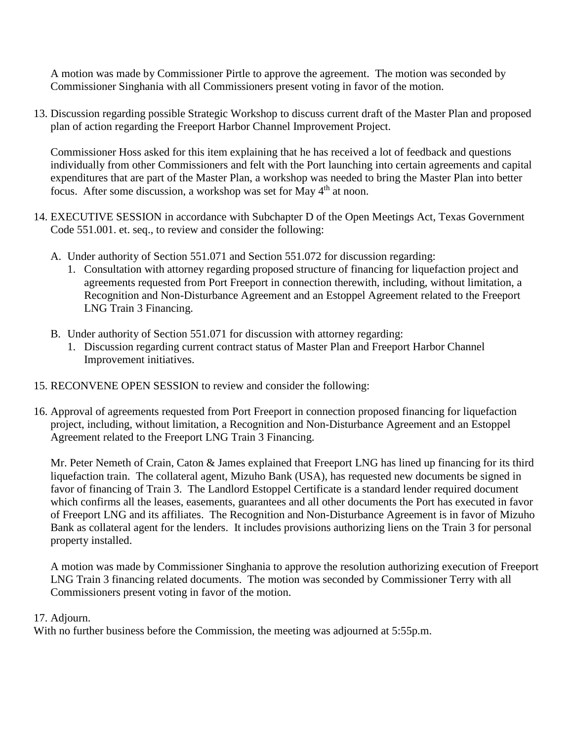A motion was made by Commissioner Pirtle to approve the agreement. The motion was seconded by Commissioner Singhania with all Commissioners present voting in favor of the motion.

13. Discussion regarding possible Strategic Workshop to discuss current draft of the Master Plan and proposed plan of action regarding the Freeport Harbor Channel Improvement Project.

    Commissioner Hoss asked for this item explaining that he has received a lot of feedback and questions individually from other Commissioners and felt with the Port launching into certain agreements and capital expenditures that are part of the Master Plan, a workshop was needed to bring the Master Plan into better focus. After some discussion, a workshop was set for May 4th at noon.

14. EXECUTIVE SESSION in accordance with Subchapter D of the Open Meetings Act, Texas Government Code 551.001. et. seq., to review and consider the following:

    A. Under authority of Section 551.071 and Section 551.072 for discussion regarding:
       1. Consultation with attorney regarding proposed structure of financing for liquefaction project and agreements requested from Port Freeport in connection therewith, including, without limitation, a Recognition and Non-Disturbance Agreement and an Estoppel Agreement related to the Freeport LNG Train 3 Financing.

    B. Under authority of Section 551.071 for discussion with attorney regarding:
       1. Discussion regarding current contract status of Master Plan and Freeport Harbor Channel Improvement initiatives.

15. RECONVENE OPEN SESSION to review and consider the following:

16. Approval of agreements requested from Port Freeport in connection proposed financing for liquefaction project, including, without limitation, a Recognition and Non-Disturbance Agreement and an Estoppel Agreement related to the Freeport LNG Train 3 Financing.

    Mr. Peter Nemeth of Crain, Caton & James explained that Freeport LNG has lined up financing for its third liquefaction train. The collateral agent, Mizuho Bank (USA), has requested new documents be signed in favor of financing of Train 3. The Landlord Estoppel Certificate is a standard lender required document which confirms all the leases, easements, guarantees and all other documents the Port has executed in favor of Freeport LNG and its affiliates. The Recognition and Non-Disturbance Agreement is in favor of Mizuho Bank as collateral agent for the lenders. It includes provisions authorizing liens on the Train 3 for personal property installed.

    A motion was made by Commissioner Singhania to approve the resolution authorizing execution of Freeport LNG Train 3 financing related documents. The motion was seconded by Commissioner Terry with all Commissioners present voting in favor of the motion.

17. Adjourn.

With no further business before the Commission, the meeting was adjourned at 5:55p.m.